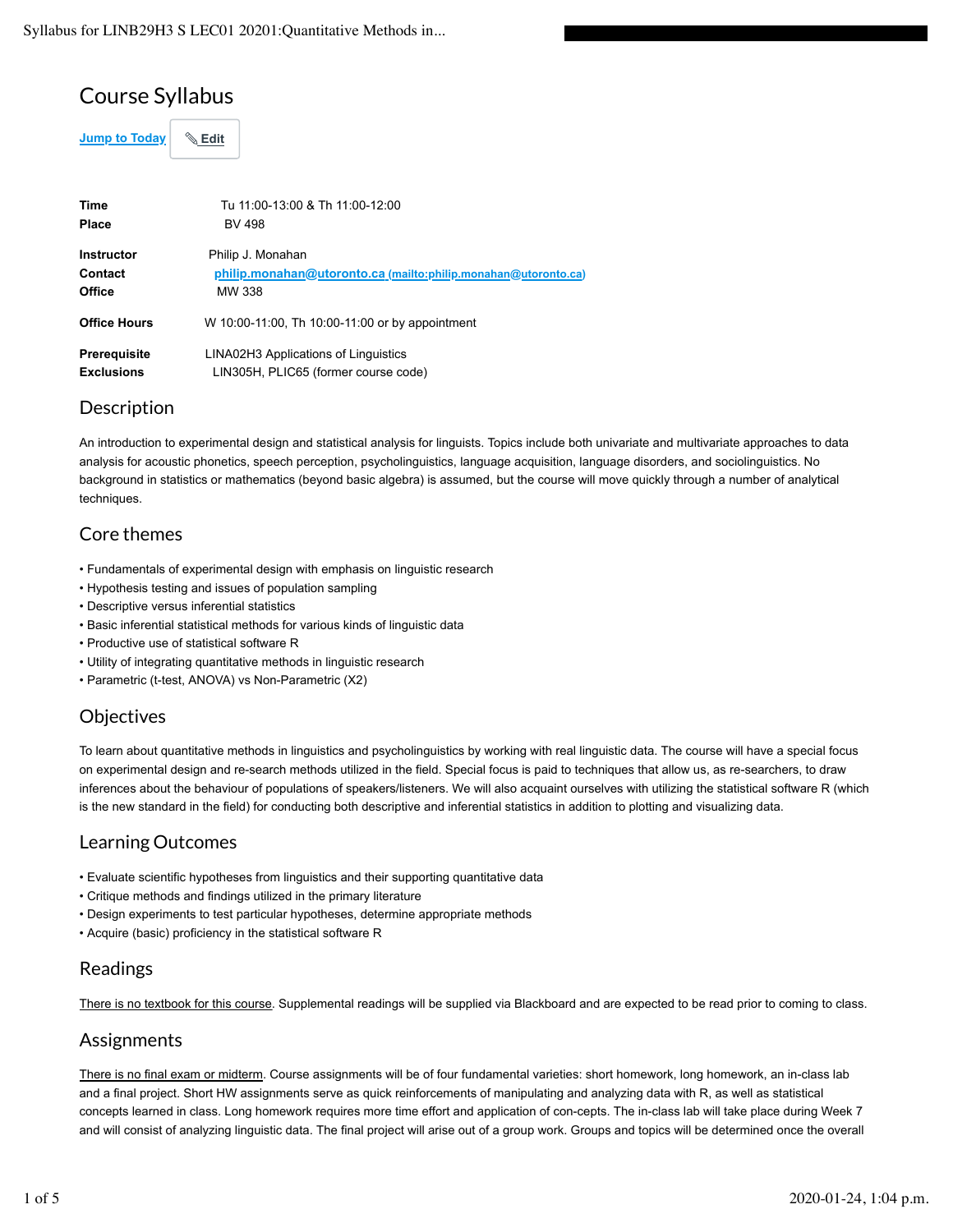# Course Syllabus

Jump to Today | Edit

| | |
|---|---|
| **Time** | Tu 11:00-13:00 & Th 11:00-12:00 |
| **Place** | BV 498 |
| **Instructor** | Philip J. Monahan |
| **Contact** | philip.monahan@utoronto.ca (mailto:philip.monahan@utoronto.ca) |
| **Office** | MW 338 |
| **Office Hours** | W 10:00-11:00, Th 10:00-11:00 or by appointment |
| **Prerequisite** | LINA02H3 Applications of Linguistics |
| **Exclusions** | LIN305H, PLIC65 (former course code) |

## Description

An introduction to experimental design and statistical analysis for linguists. Topics include both univariate and multivariate approaches to data analysis for acoustic phonetics, speech perception, psycholinguistics, language acquisition, language disorders, and sociolinguistics. No background in statistics or mathematics (beyond basic algebra) is assumed, but the course will move quickly through a number of analytical techniques.

## Core themes

- Fundamentals of experimental design with emphasis on linguistic research
- Hypothesis testing and issues of population sampling
- Descriptive versus inferential statistics
- Basic inferential statistical methods for various kinds of linguistic data
- Productive use of statistical software R
- Utility of integrating quantitative methods in linguistic research
- Parametric (t-test, ANOVA) vs Non-Parametric (X2)

## Objectives

To learn about quantitative methods in linguistics and psycholinguistics by working with real linguistic data. The course will have a special focus on experimental design and re-search methods utilized in the field. Special focus is paid to techniques that allow us, as re-searchers, to draw inferences about the behaviour of populations of speakers/listeners. We will also acquaint ourselves with utilizing the statistical software R (which is the new standard in the field) for conducting both descriptive and inferential statistics in addition to plotting and visualizing data.

## Learning Outcomes

- Evaluate scientific hypotheses from linguistics and their supporting quantitative data
- Critique methods and findings utilized in the primary literature
- Design experiments to test particular hypotheses, determine appropriate methods
- Acquire (basic) proficiency in the statistical software R

## Readings

There is no textbook for this course. Supplemental readings will be supplied via Blackboard and are expected to be read prior to coming to class.

## Assignments

There is no final exam or midterm. Course assignments will be of four fundamental varieties: short homework, long homework, an in-class lab and a final project. Short HW assignments serve as quick reinforcements of manipulating and analyzing data with R, as well as statistical concepts learned in class. Long homework requires more time effort and application of con-cepts. The in-class lab will take place during Week 7 and will consist of analyzing linguistic data. The final project will arise out of a group work. Groups and topics will be determined once the overall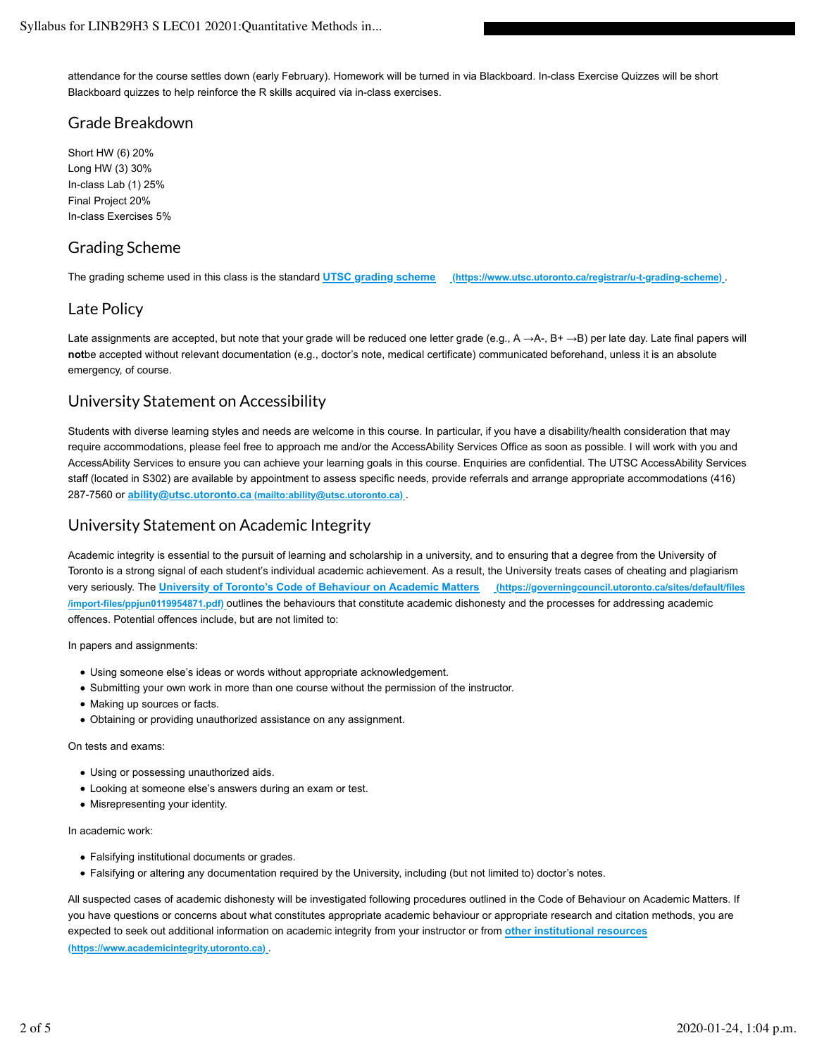attendance for the course settles down (early February). Homework will be turned in via Blackboard. In-class Exercise Quizzes will be short Blackboard quizzes to help reinforce the R skills acquired via in-class exercises.

## Grade Breakdown

Short HW (6) 20%
Long HW (3) 30%
In-class Lab (1) 25%
Final Project 20%
In-class Exercises 5%

## Grading Scheme

The grading scheme used in this class is the standard [UTSC grading scheme](https://www.utsc.utoronto.ca/registrar/u-t-grading-scheme) (https://www.utsc.utoronto.ca/registrar/u-t-grading-scheme).

## Late Policy

Late assignments are accepted, but note that your grade will be reduced one letter grade (e.g., A →A-, B+ →B) per late day. Late final papers will **not**be accepted without relevant documentation (e.g., doctor's note, medical certificate) communicated beforehand, unless it is an absolute emergency, of course.

## University Statement on Accessibility

Students with diverse learning styles and needs are welcome in this course. In particular, if you have a disability/health consideration that may require accommodations, please feel free to approach me and/or the AccessAbility Services Office as soon as possible. I will work with you and AccessAbility Services to ensure you can achieve your learning goals in this course. Enquiries are confidential. The UTSC AccessAbility Services staff (located in S302) are available by appointment to assess specific needs, provide referrals and arrange appropriate accommodations (416) 287-7560 or [ability@utsc.utoronto.ca](mailto:ability@utsc.utoronto.ca) (mailto:ability@utsc.utoronto.ca).

## University Statement on Academic Integrity

Academic integrity is essential to the pursuit of learning and scholarship in a university, and to ensuring that a degree from the University of Toronto is a strong signal of each student's individual academic achievement. As a result, the University treats cases of cheating and plagiarism very seriously. The [University of Toronto's Code of Behaviour on Academic Matters](https://governingcouncil.utoronto.ca/sites/default/files/import-files/ppjun0119954871.pdf) (https://governingcouncil.utoronto.ca/sites/default/files/import-files/ppjun0119954871.pdf) outlines the behaviours that constitute academic dishonesty and the processes for addressing academic offences. Potential offences include, but are not limited to:

In papers and assignments:

- Using someone else's ideas or words without appropriate acknowledgement.
- Submitting your own work in more than one course without the permission of the instructor.
- Making up sources or facts.
- Obtaining or providing unauthorized assistance on any assignment.

On tests and exams:

- Using or possessing unauthorized aids.
- Looking at someone else's answers during an exam or test.
- Misrepresenting your identity.

In academic work:

- Falsifying institutional documents or grades.
- Falsifying or altering any documentation required by the University, including (but not limited to) doctor's notes.

All suspected cases of academic dishonesty will be investigated following procedures outlined in the Code of Behaviour on Academic Matters. If you have questions or concerns about what constitutes appropriate academic behaviour or appropriate research and citation methods, you are expected to seek out additional information on academic integrity from your instructor or from [other institutional resources](https://www.academicintegrity.utoronto.ca) (https://www.academicintegrity.utoronto.ca).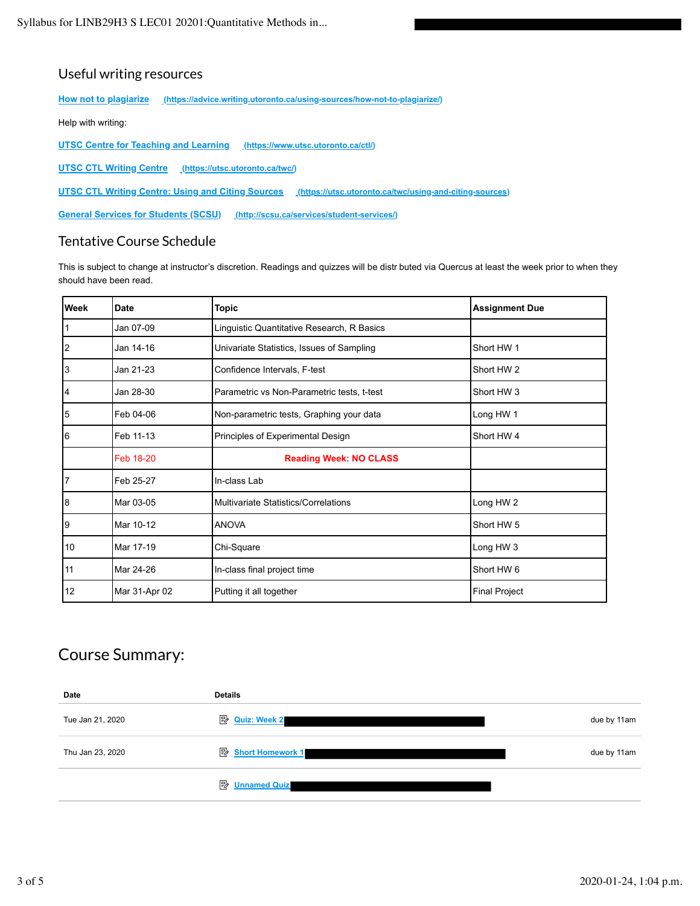## Useful writing resources

[How not to plagiarize (https://advice.writing.utoronto.ca/using-sources/how-not-to-plagiarize/)](https://advice.writing.utoronto.ca/using-sources/how-not-to-plagiarize/)

Help with writing:

[UTSC Centre for Teaching and Learning (https://www.utsc.utoronto.ca/ctl/)](https://www.utsc.utoronto.ca/ctl/)

[UTSC CTL Writing Centre (https://utsc.utoronto.ca/twc/)](https://utsc.utoronto.ca/twc/)

[UTSC CTL Writing Centre: Using and Citing Sources (https://utsc.utoronto.ca/twc/using-and-citing-sources)](https://utsc.utoronto.ca/twc/using-and-citing-sources)

[General Services for Students (SCSU) (http://scsu.ca/services/student-services/)](http://scsu.ca/services/student-services/)

## Tentative Course Schedule

This is subject to change at instructor's discretion. Readings and quizzes will be distr buted via Quercus at least the week prior to when they should have been read.

| Week | Date | Topic | Assignment Due |
|---|---|---|---|
| 1 | Jan 07-09 | Linguistic Quantitative Research, R Basics | |
| 2 | Jan 14-16 | Univariate Statistics, Issues of Sampling | Short HW 1 |
| 3 | Jan 21-23 | Confidence Intervals, F-test | Short HW 2 |
| 4 | Jan 28-30 | Parametric vs Non-Parametric tests, t-test | Short HW 3 |
| 5 | Feb 04-06 | Non-parametric tests, Graphing your data | Long HW 1 |
| 6 | Feb 11-13 | Principles of Experimental Design | Short HW 4 |
| | Feb 18-20 | **Reading Week: NO CLASS** | |
| 7 | Feb 25-27 | In-class Lab | |
| 8 | Mar 03-05 | Multivariate Statistics/Correlations | Long HW 2 |
| 9 | Mar 10-12 | ANOVA | Short HW 5 |
| 10 | Mar 17-19 | Chi-Square | Long HW 3 |
| 11 | Mar 24-26 | In-class final project time | Short HW 6 |
| 12 | Mar 31-Apr 02 | Putting it all together | Final Project |

## Course Summary:

| Date | Details | |
|---|---|---|
| Tue Jan 21, 2020 | Quiz: Week 2 | due by 11am |
| Thu Jan 23, 2020 | Short Homework 1 | due by 11am |
| | Unnamed Quiz | |